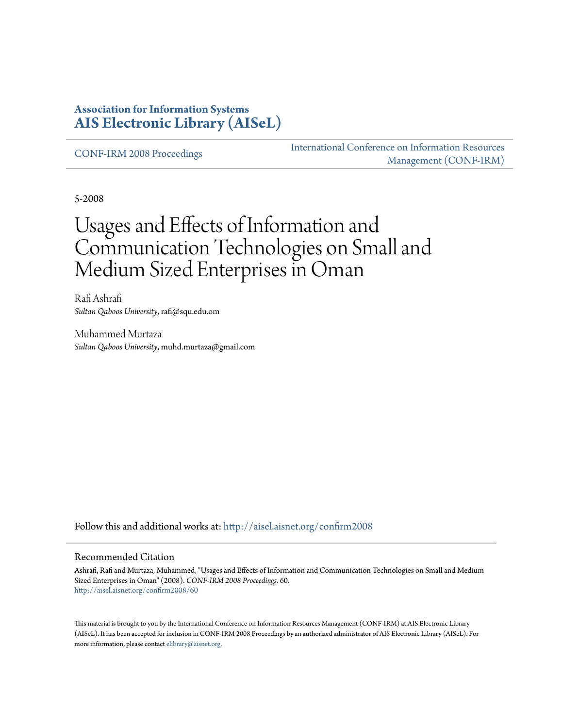**Association for Information Systems**
**AIS Electronic Library (AISeL)**

CONF-IRM 2008 Proceedings

International Conference on Information Resources Management (CONF-IRM)

5-2008

# Usages and Effects of Information and Communication Technologies on Small and Medium Sized Enterprises in Oman

Rafi Ashrafi
*Sultan Qaboos University*, rafi@squ.edu.om

Muhammed Murtaza
*Sultan Qaboos University*, muhd.murtaza@gmail.com

Follow this and additional works at: http://aisel.aisnet.org/confirm2008

## Recommended Citation

Ashrafi, Rafi and Murtaza, Muhammed, "Usages and Effects of Information and Communication Technologies on Small and Medium Sized Enterprises in Oman" (2008). *CONF-IRM 2008 Proceedings*. 60.
http://aisel.aisnet.org/confirm2008/60

This material is brought to you by the International Conference on Information Resources Management (CONF-IRM) at AIS Electronic Library (AISeL). It has been accepted for inclusion in CONF-IRM 2008 Proceedings by an authorized administrator of AIS Electronic Library (AISeL). For more information, please contact elibrary@aisnet.org.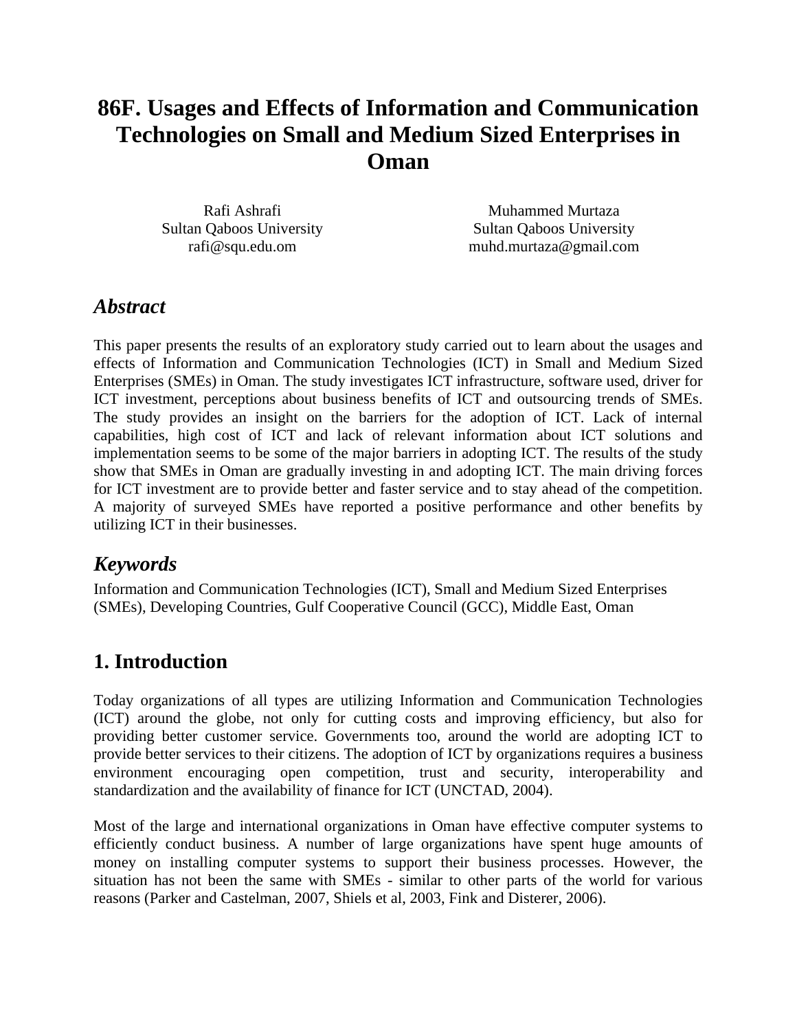# 86F. Usages and Effects of Information and Communication Technologies on Small and Medium Sized Enterprises in Oman

Rafi Ashrafi
Sultan Qaboos University
rafi@squ.edu.om

Muhammed Murtaza
Sultan Qaboos University
muhd.murtaza@gmail.com

## *Abstract*

This paper presents the results of an exploratory study carried out to learn about the usages and effects of Information and Communication Technologies (ICT) in Small and Medium Sized Enterprises (SMEs) in Oman. The study investigates ICT infrastructure, software used, driver for ICT investment, perceptions about business benefits of ICT and outsourcing trends of SMEs. The study provides an insight on the barriers for the adoption of ICT. Lack of internal capabilities, high cost of ICT and lack of relevant information about ICT solutions and implementation seems to be some of the major barriers in adopting ICT. The results of the study show that SMEs in Oman are gradually investing in and adopting ICT. The main driving forces for ICT investment are to provide better and faster service and to stay ahead of the competition. A majority of surveyed SMEs have reported a positive performance and other benefits by utilizing ICT in their businesses.

## *Keywords*

Information and Communication Technologies (ICT), Small and Medium Sized Enterprises (SMEs), Developing Countries, Gulf Cooperative Council (GCC), Middle East, Oman

## 1. Introduction

Today organizations of all types are utilizing Information and Communication Technologies (ICT) around the globe, not only for cutting costs and improving efficiency, but also for providing better customer service. Governments too, around the world are adopting ICT to provide better services to their citizens. The adoption of ICT by organizations requires a business environment encouraging open competition, trust and security, interoperability and standardization and the availability of finance for ICT (UNCTAD, 2004).

Most of the large and international organizations in Oman have effective computer systems to efficiently conduct business. A number of large organizations have spent huge amounts of money on installing computer systems to support their business processes. However, the situation has not been the same with SMEs - similar to other parts of the world for various reasons (Parker and Castelman, 2007, Shiels et al, 2003, Fink and Disterer, 2006).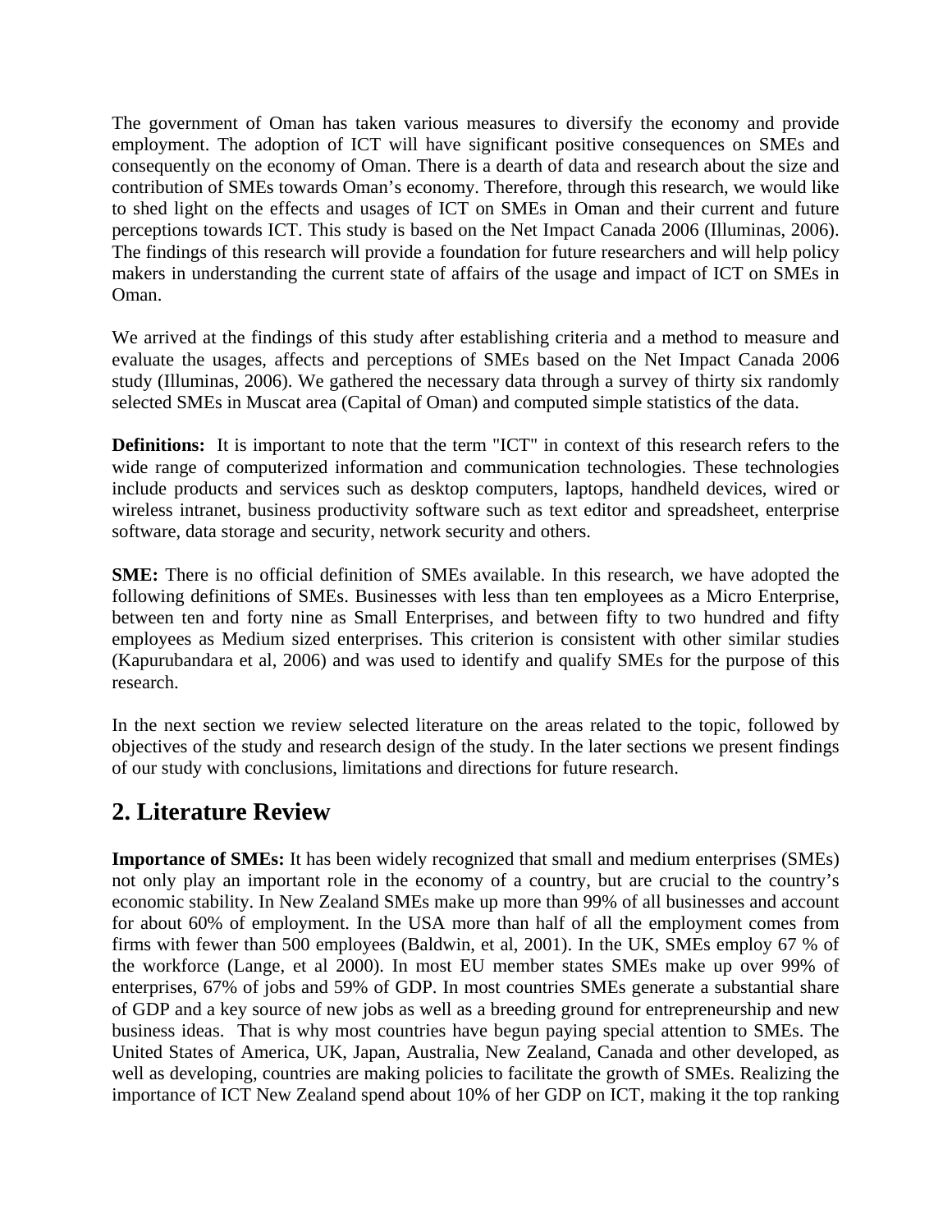The government of Oman has taken various measures to diversify the economy and provide employment. The adoption of ICT will have significant positive consequences on SMEs and consequently on the economy of Oman. There is a dearth of data and research about the size and contribution of SMEs towards Oman's economy. Therefore, through this research, we would like to shed light on the effects and usages of ICT on SMEs in Oman and their current and future perceptions towards ICT. This study is based on the Net Impact Canada 2006 (Illuminas, 2006). The findings of this research will provide a foundation for future researchers and will help policy makers in understanding the current state of affairs of the usage and impact of ICT on SMEs in Oman.

We arrived at the findings of this study after establishing criteria and a method to measure and evaluate the usages, affects and perceptions of SMEs based on the Net Impact Canada 2006 study (Illuminas, 2006). We gathered the necessary data through a survey of thirty six randomly selected SMEs in Muscat area (Capital of Oman) and computed simple statistics of the data.

**Definitions:** It is important to note that the term "ICT" in context of this research refers to the wide range of computerized information and communication technologies. These technologies include products and services such as desktop computers, laptops, handheld devices, wired or wireless intranet, business productivity software such as text editor and spreadsheet, enterprise software, data storage and security, network security and others.

**SME:** There is no official definition of SMEs available. In this research, we have adopted the following definitions of SMEs. Businesses with less than ten employees as a Micro Enterprise, between ten and forty nine as Small Enterprises, and between fifty to two hundred and fifty employees as Medium sized enterprises. This criterion is consistent with other similar studies (Kapurubandara et al, 2006) and was used to identify and qualify SMEs for the purpose of this research.

In the next section we review selected literature on the areas related to the topic, followed by objectives of the study and research design of the study. In the later sections we present findings of our study with conclusions, limitations and directions for future research.

## 2. Literature Review

**Importance of SMEs:** It has been widely recognized that small and medium enterprises (SMEs) not only play an important role in the economy of a country, but are crucial to the country's economic stability. In New Zealand SMEs make up more than 99% of all businesses and account for about 60% of employment. In the USA more than half of all the employment comes from firms with fewer than 500 employees (Baldwin, et al, 2001). In the UK, SMEs employ 67 % of the workforce (Lange, et al 2000). In most EU member states SMEs make up over 99% of enterprises, 67% of jobs and 59% of GDP. In most countries SMEs generate a substantial share of GDP and a key source of new jobs as well as a breeding ground for entrepreneurship and new business ideas. That is why most countries have begun paying special attention to SMEs. The United States of America, UK, Japan, Australia, New Zealand, Canada and other developed, as well as developing, countries are making policies to facilitate the growth of SMEs. Realizing the importance of ICT New Zealand spend about 10% of her GDP on ICT, making it the top ranking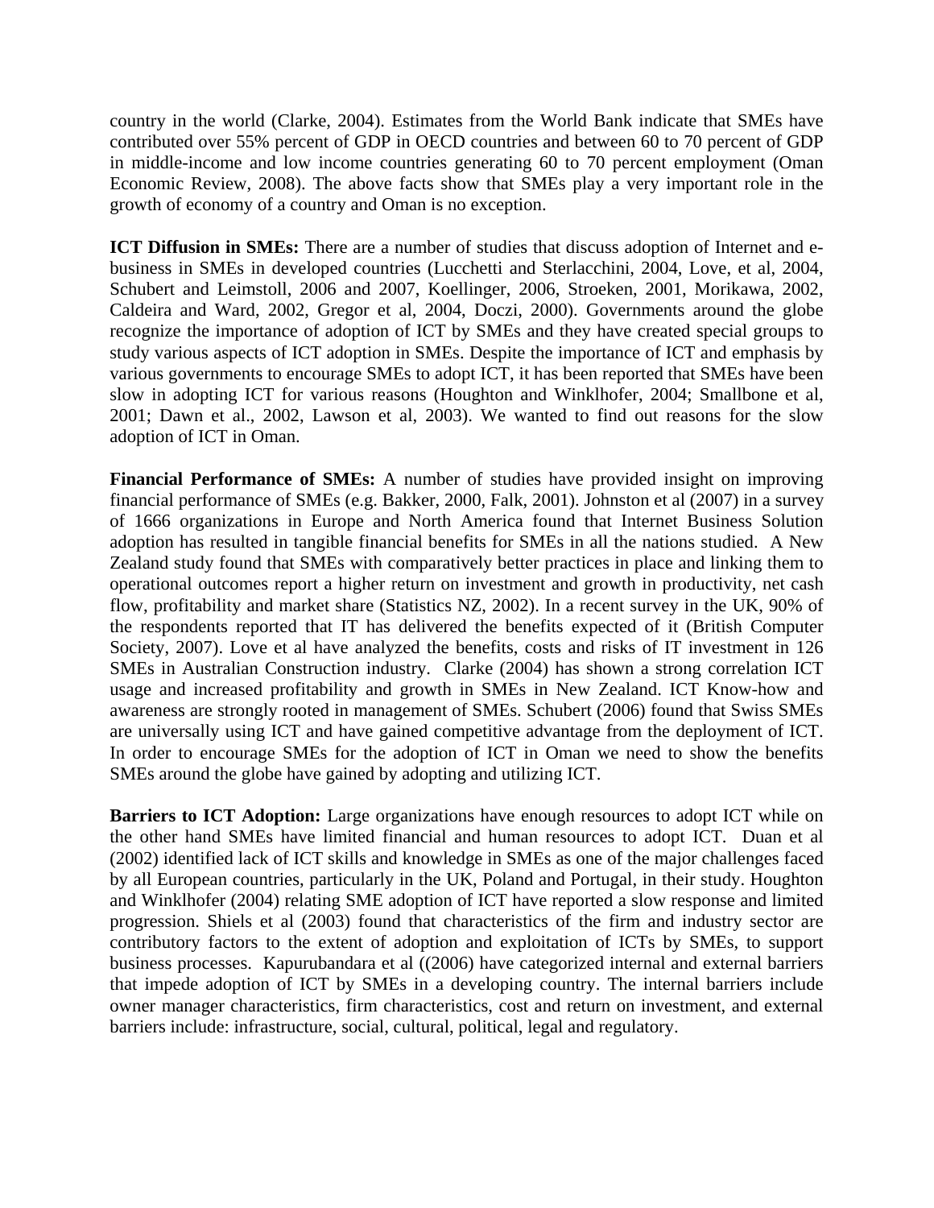country in the world (Clarke, 2004). Estimates from the World Bank indicate that SMEs have contributed over 55% percent of GDP in OECD countries and between 60 to 70 percent of GDP in middle-income and low income countries generating 60 to 70 percent employment (Oman Economic Review, 2008). The above facts show that SMEs play a very important role in the growth of economy of a country and Oman is no exception.

**ICT Diffusion in SMEs:** There are a number of studies that discuss adoption of Internet and e-business in SMEs in developed countries (Lucchetti and Sterlacchini, 2004, Love, et al, 2004, Schubert and Leimstoll, 2006 and 2007, Koellinger, 2006, Stroeken, 2001, Morikawa, 2002, Caldeira and Ward, 2002, Gregor et al, 2004, Doczi, 2000). Governments around the globe recognize the importance of adoption of ICT by SMEs and they have created special groups to study various aspects of ICT adoption in SMEs. Despite the importance of ICT and emphasis by various governments to encourage SMEs to adopt ICT, it has been reported that SMEs have been slow in adopting ICT for various reasons (Houghton and Winklhofer, 2004; Smallbone et al, 2001; Dawn et al., 2002, Lawson et al, 2003). We wanted to find out reasons for the slow adoption of ICT in Oman.

**Financial Performance of SMEs:** A number of studies have provided insight on improving financial performance of SMEs (e.g. Bakker, 2000, Falk, 2001). Johnston et al (2007) in a survey of 1666 organizations in Europe and North America found that Internet Business Solution adoption has resulted in tangible financial benefits for SMEs in all the nations studied. A New Zealand study found that SMEs with comparatively better practices in place and linking them to operational outcomes report a higher return on investment and growth in productivity, net cash flow, profitability and market share (Statistics NZ, 2002). In a recent survey in the UK, 90% of the respondents reported that IT has delivered the benefits expected of it (British Computer Society, 2007). Love et al have analyzed the benefits, costs and risks of IT investment in 126 SMEs in Australian Construction industry. Clarke (2004) has shown a strong correlation ICT usage and increased profitability and growth in SMEs in New Zealand. ICT Know-how and awareness are strongly rooted in management of SMEs. Schubert (2006) found that Swiss SMEs are universally using ICT and have gained competitive advantage from the deployment of ICT. In order to encourage SMEs for the adoption of ICT in Oman we need to show the benefits SMEs around the globe have gained by adopting and utilizing ICT.

**Barriers to ICT Adoption:** Large organizations have enough resources to adopt ICT while on the other hand SMEs have limited financial and human resources to adopt ICT. Duan et al (2002) identified lack of ICT skills and knowledge in SMEs as one of the major challenges faced by all European countries, particularly in the UK, Poland and Portugal, in their study. Houghton and Winklhofer (2004) relating SME adoption of ICT have reported a slow response and limited progression. Shiels et al (2003) found that characteristics of the firm and industry sector are contributory factors to the extent of adoption and exploitation of ICTs by SMEs, to support business processes. Kapurubandara et al ((2006) have categorized internal and external barriers that impede adoption of ICT by SMEs in a developing country. The internal barriers include owner manager characteristics, firm characteristics, cost and return on investment, and external barriers include: infrastructure, social, cultural, political, legal and regulatory.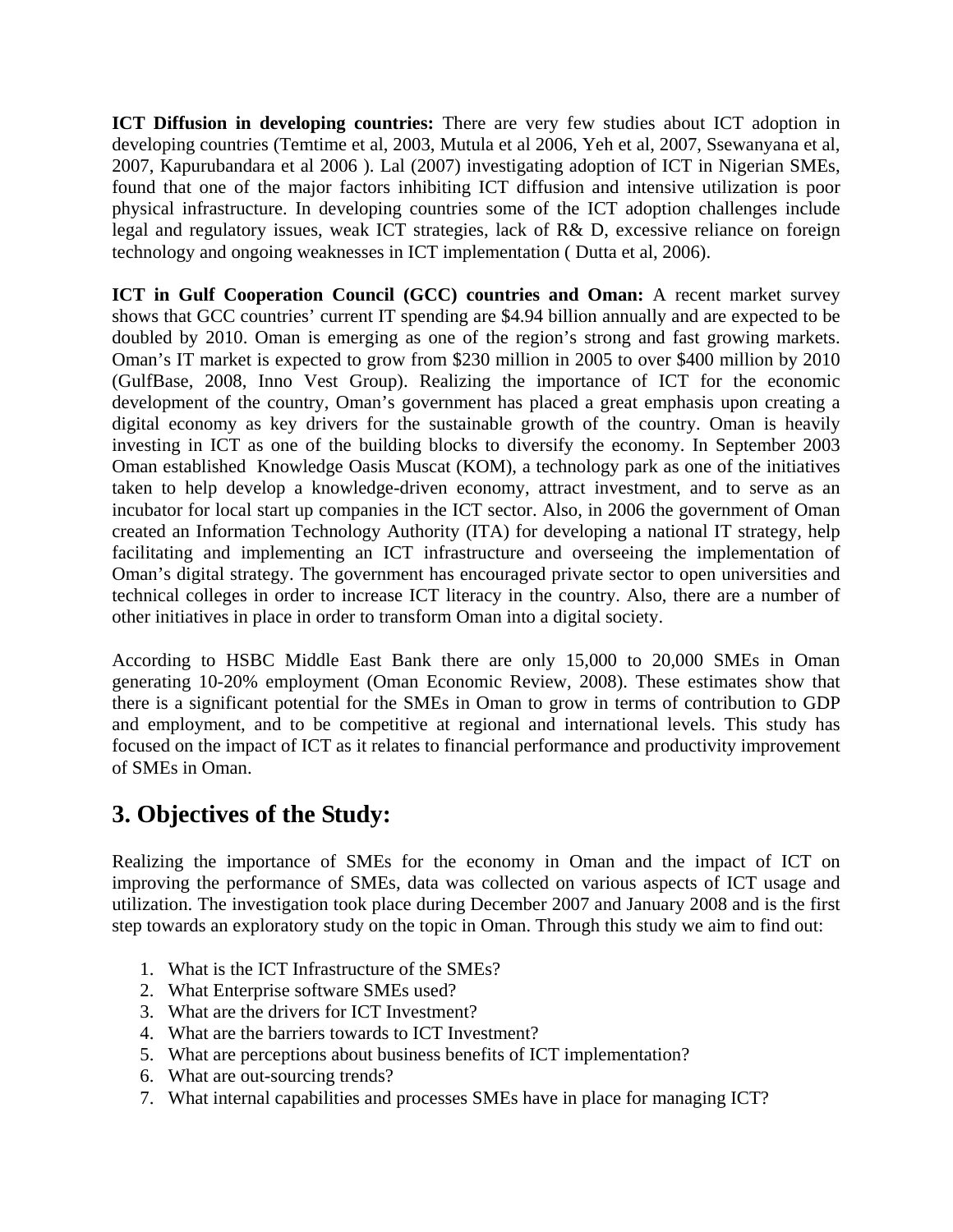**ICT Diffusion in developing countries:** There are very few studies about ICT adoption in developing countries (Temtime et al, 2003, Mutula et al 2006, Yeh et al, 2007, Ssewanyana et al, 2007, Kapurubandara et al 2006 ). Lal (2007) investigating adoption of ICT in Nigerian SMEs, found that one of the major factors inhibiting ICT diffusion and intensive utilization is poor physical infrastructure. In developing countries some of the ICT adoption challenges include legal and regulatory issues, weak ICT strategies, lack of R& D, excessive reliance on foreign technology and ongoing weaknesses in ICT implementation ( Dutta et al, 2006).

**ICT in Gulf Cooperation Council (GCC) countries and Oman:** A recent market survey shows that GCC countries' current IT spending are $4.94 billion annually and are expected to be doubled by 2010. Oman is emerging as one of the region's strong and fast growing markets. Oman's IT market is expected to grow from $230 million in 2005 to over $400 million by 2010 (GulfBase, 2008, Inno Vest Group). Realizing the importance of ICT for the economic development of the country, Oman's government has placed a great emphasis upon creating a digital economy as key drivers for the sustainable growth of the country. Oman is heavily investing in ICT as one of the building blocks to diversify the economy. In September 2003 Oman established Knowledge Oasis Muscat (KOM), a technology park as one of the initiatives taken to help develop a knowledge-driven economy, attract investment, and to serve as an incubator for local start up companies in the ICT sector. Also, in 2006 the government of Oman created an Information Technology Authority (ITA) for developing a national IT strategy, help facilitating and implementing an ICT infrastructure and overseeing the implementation of Oman's digital strategy. The government has encouraged private sector to open universities and technical colleges in order to increase ICT literacy in the country. Also, there are a number of other initiatives in place in order to transform Oman into a digital society.

According to HSBC Middle East Bank there are only 15,000 to 20,000 SMEs in Oman generating 10-20% employment (Oman Economic Review, 2008). These estimates show that there is a significant potential for the SMEs in Oman to grow in terms of contribution to GDP and employment, and to be competitive at regional and international levels. This study has focused on the impact of ICT as it relates to financial performance and productivity improvement of SMEs in Oman.

## 3. Objectives of the Study:

Realizing the importance of SMEs for the economy in Oman and the impact of ICT on improving the performance of SMEs, data was collected on various aspects of ICT usage and utilization. The investigation took place during December 2007 and January 2008 and is the first step towards an exploratory study on the topic in Oman. Through this study we aim to find out:

1. What is the ICT Infrastructure of the SMEs?
2. What Enterprise software SMEs used?
3. What are the drivers for ICT Investment?
4. What are the barriers towards to ICT Investment?
5. What are perceptions about business benefits of ICT implementation?
6. What are out-sourcing trends?
7. What internal capabilities and processes SMEs have in place for managing ICT?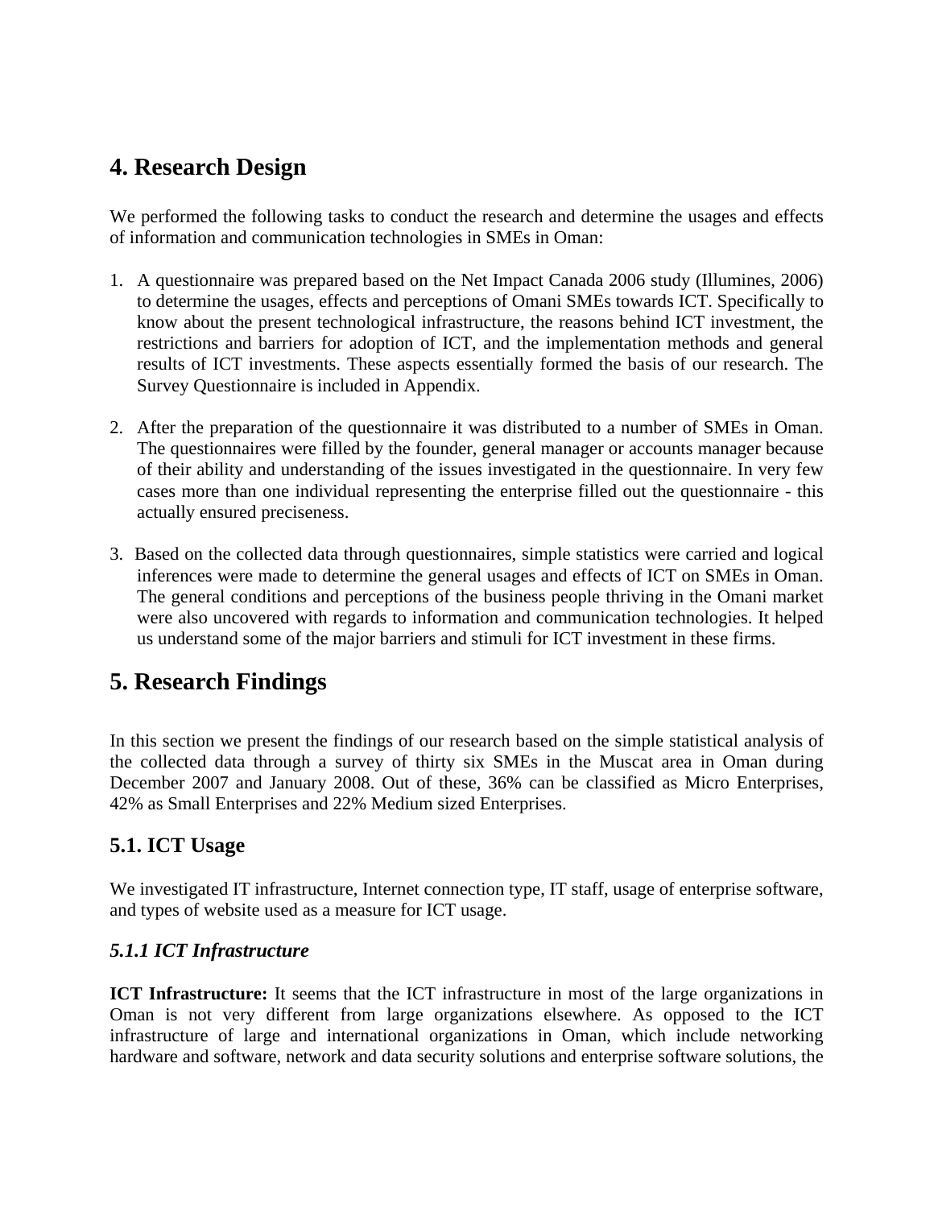## 4. Research Design

We performed the following tasks to conduct the research and determine the usages and effects of information and communication technologies in SMEs in Oman:

1. A questionnaire was prepared based on the Net Impact Canada 2006 study (Illumines, 2006) to determine the usages, effects and perceptions of Omani SMEs towards ICT. Specifically to know about the present technological infrastructure, the reasons behind ICT investment, the restrictions and barriers for adoption of ICT, and the implementation methods and general results of ICT investments. These aspects essentially formed the basis of our research. The Survey Questionnaire is included in Appendix.

2. After the preparation of the questionnaire it was distributed to a number of SMEs in Oman. The questionnaires were filled by the founder, general manager or accounts manager because of their ability and understanding of the issues investigated in the questionnaire. In very few cases more than one individual representing the enterprise filled out the questionnaire - this actually ensured preciseness.

3. Based on the collected data through questionnaires, simple statistics were carried and logical inferences were made to determine the general usages and effects of ICT on SMEs in Oman. The general conditions and perceptions of the business people thriving in the Omani market were also uncovered with regards to information and communication technologies. It helped us understand some of the major barriers and stimuli for ICT investment in these firms.

## 5. Research Findings

In this section we present the findings of our research based on the simple statistical analysis of the collected data through a survey of thirty six SMEs in the Muscat area in Oman during December 2007 and January 2008. Out of these, 36% can be classified as Micro Enterprises, 42% as Small Enterprises and 22% Medium sized Enterprises.

### 5.1. ICT Usage

We investigated IT infrastructure, Internet connection type, IT staff, usage of enterprise software, and types of website used as a measure for ICT usage.

#### *5.1.1 ICT Infrastructure*

**ICT Infrastructure:** It seems that the ICT infrastructure in most of the large organizations in Oman is not very different from large organizations elsewhere. As opposed to the ICT infrastructure of large and international organizations in Oman, which include networking hardware and software, network and data security solutions and enterprise software solutions, the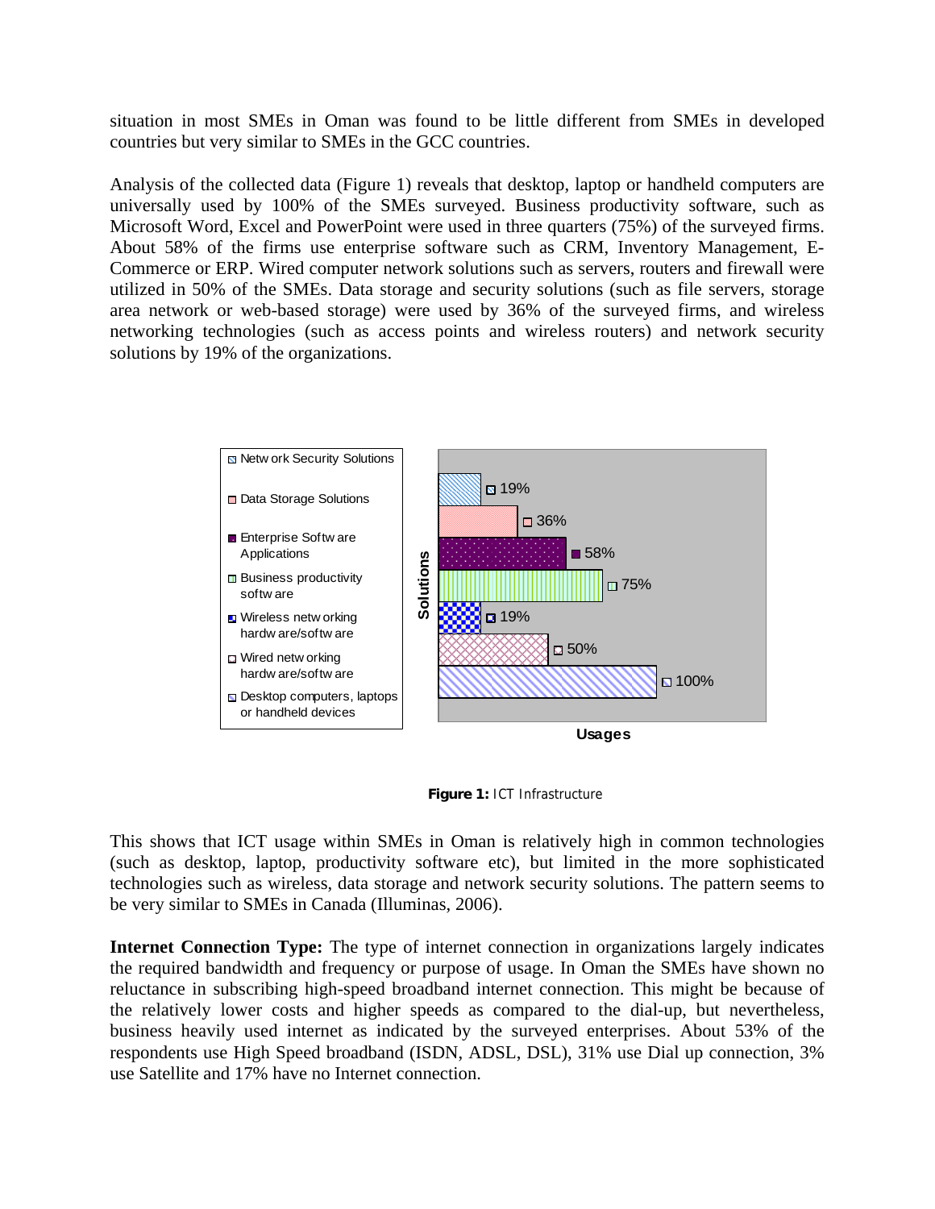situation in most SMEs in Oman was found to be little different from SMEs in developed countries but very similar to SMEs in the GCC countries.

Analysis of the collected data (Figure 1) reveals that desktop, laptop or handheld computers are universally used by 100% of the SMEs surveyed. Business productivity software, such as Microsoft Word, Excel and PowerPoint were used in three quarters (75%) of the surveyed firms. About 58% of the firms use enterprise software such as CRM, Inventory Management, E-Commerce or ERP. Wired computer network solutions such as servers, routers and firewall were utilized in 50% of the SMEs. Data storage and security solutions (such as file servers, storage area network or web-based storage) were used by 36% of the surveyed firms, and wireless networking technologies (such as access points and wireless routers) and network security solutions by 19% of the organizations.

| Solutions | Usages |
|---|---|
| Network Security Solutions | 19% |
| Data Storage Solutions | 36% |
| Enterprise Software Applications | 58% |
| Business productivity software | 75% |
| Wireless networking hardware/software | 19% |
| Wired networking hardware/software | 50% |
| Desktop computers, laptops or handheld devices | 100% |

**Figure 1:** ICT Infrastructure

This shows that ICT usage within SMEs in Oman is relatively high in common technologies (such as desktop, laptop, productivity software etc), but limited in the more sophisticated technologies such as wireless, data storage and network security solutions. The pattern seems to be very similar to SMEs in Canada (Illuminas, 2006).

**Internet Connection Type:** The type of internet connection in organizations largely indicates the required bandwidth and frequency or purpose of usage. In Oman the SMEs have shown no reluctance in subscribing high-speed broadband internet connection. This might be because of the relatively lower costs and higher speeds as compared to the dial-up, but nevertheless, business heavily used internet as indicated by the surveyed enterprises. About 53% of the respondents use High Speed broadband (ISDN, ADSL, DSL), 31% use Dial up connection, 3% use Satellite and 17% have no Internet connection.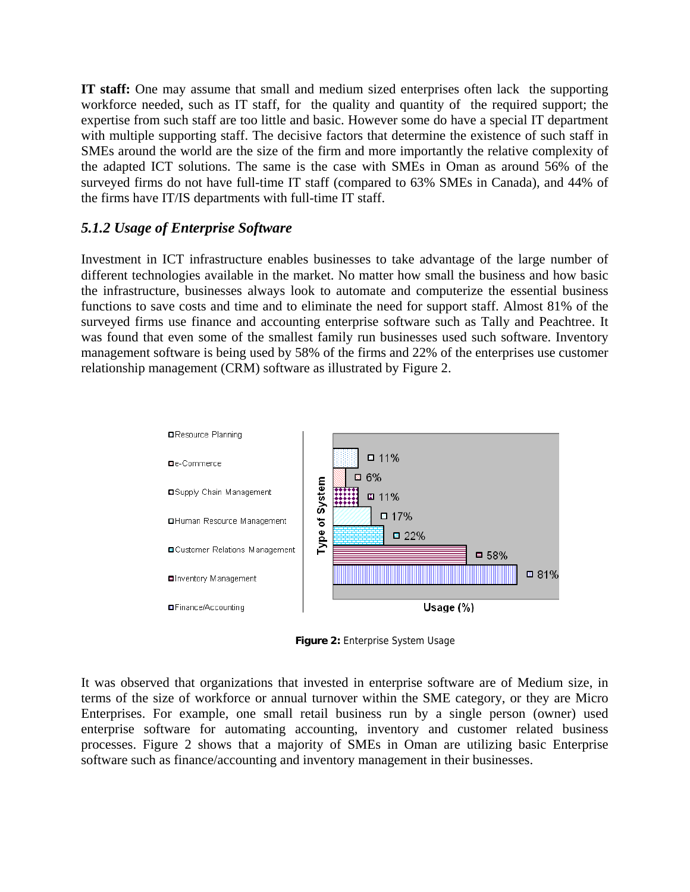**IT staff:** One may assume that small and medium sized enterprises often lack the supporting workforce needed, such as IT staff, for the quality and quantity of the required support; the expertise from such staff are too little and basic. However some do have a special IT department with multiple supporting staff. The decisive factors that determine the existence of such staff in SMEs around the world are the size of the firm and more importantly the relative complexity of the adapted ICT solutions. The same is the case with SMEs in Oman as around 56% of the surveyed firms do not have full-time IT staff (compared to 63% SMEs in Canada), and 44% of the firms have IT/IS departments with full-time IT staff.

### *5.1.2 Usage of Enterprise Software*

Investment in ICT infrastructure enables businesses to take advantage of the large number of different technologies available in the market. No matter how small the business and how basic the infrastructure, businesses always look to automate and computerize the essential business functions to save costs and time and to eliminate the need for support staff. Almost 81% of the surveyed firms use finance and accounting enterprise software such as Tally and Peachtree. It was found that even some of the smallest family run businesses used such software. Inventory management software is being used by 58% of the firms and 22% of the enterprises use customer relationship management (CRM) software as illustrated by Figure 2.

| Type of System | Usage (%) |
|---|---|
| Resource Planning | 11% |
| e-Commerce | 6% |
| Supply Chain Management | 11% |
| Human Resource Management | 17% |
| Customer Relations Management | 22% |
| Inventory Management | 58% |
| Finance/Accounting | 81% |

**Figure 2:** Enterprise System Usage

It was observed that organizations that invested in enterprise software are of Medium size, in terms of the size of workforce or annual turnover within the SME category, or they are Micro Enterprises. For example, one small retail business run by a single person (owner) used enterprise software for automating accounting, inventory and customer related business processes. Figure 2 shows that a majority of SMEs in Oman are utilizing basic Enterprise software such as finance/accounting and inventory management in their businesses.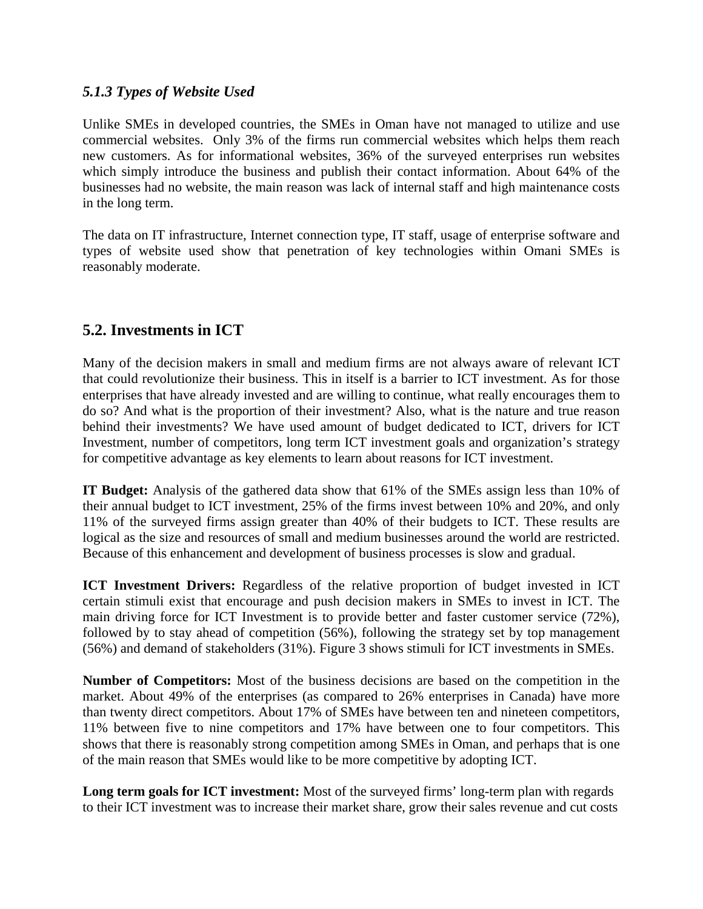### *5.1.3 Types of Website Used*

Unlike SMEs in developed countries, the SMEs in Oman have not managed to utilize and use commercial websites. Only 3% of the firms run commercial websites which helps them reach new customers. As for informational websites, 36% of the surveyed enterprises run websites which simply introduce the business and publish their contact information. About 64% of the businesses had no website, the main reason was lack of internal staff and high maintenance costs in the long term.

The data on IT infrastructure, Internet connection type, IT staff, usage of enterprise software and types of website used show that penetration of key technologies within Omani SMEs is reasonably moderate.

## 5.2. Investments in ICT

Many of the decision makers in small and medium firms are not always aware of relevant ICT that could revolutionize their business. This in itself is a barrier to ICT investment. As for those enterprises that have already invested and are willing to continue, what really encourages them to do so? And what is the proportion of their investment? Also, what is the nature and true reason behind their investments? We have used amount of budget dedicated to ICT, drivers for ICT Investment, number of competitors, long term ICT investment goals and organization's strategy for competitive advantage as key elements to learn about reasons for ICT investment.

**IT Budget:** Analysis of the gathered data show that 61% of the SMEs assign less than 10% of their annual budget to ICT investment, 25% of the firms invest between 10% and 20%, and only 11% of the surveyed firms assign greater than 40% of their budgets to ICT. These results are logical as the size and resources of small and medium businesses around the world are restricted. Because of this enhancement and development of business processes is slow and gradual.

**ICT Investment Drivers:** Regardless of the relative proportion of budget invested in ICT certain stimuli exist that encourage and push decision makers in SMEs to invest in ICT. The main driving force for ICT Investment is to provide better and faster customer service (72%), followed by to stay ahead of competition (56%), following the strategy set by top management (56%) and demand of stakeholders (31%). Figure 3 shows stimuli for ICT investments in SMEs.

**Number of Competitors:** Most of the business decisions are based on the competition in the market. About 49% of the enterprises (as compared to 26% enterprises in Canada) have more than twenty direct competitors. About 17% of SMEs have between ten and nineteen competitors, 11% between five to nine competitors and 17% have between one to four competitors. This shows that there is reasonably strong competition among SMEs in Oman, and perhaps that is one of the main reason that SMEs would like to be more competitive by adopting ICT.

**Long term goals for ICT investment:** Most of the surveyed firms' long-term plan with regards to their ICT investment was to increase their market share, grow their sales revenue and cut costs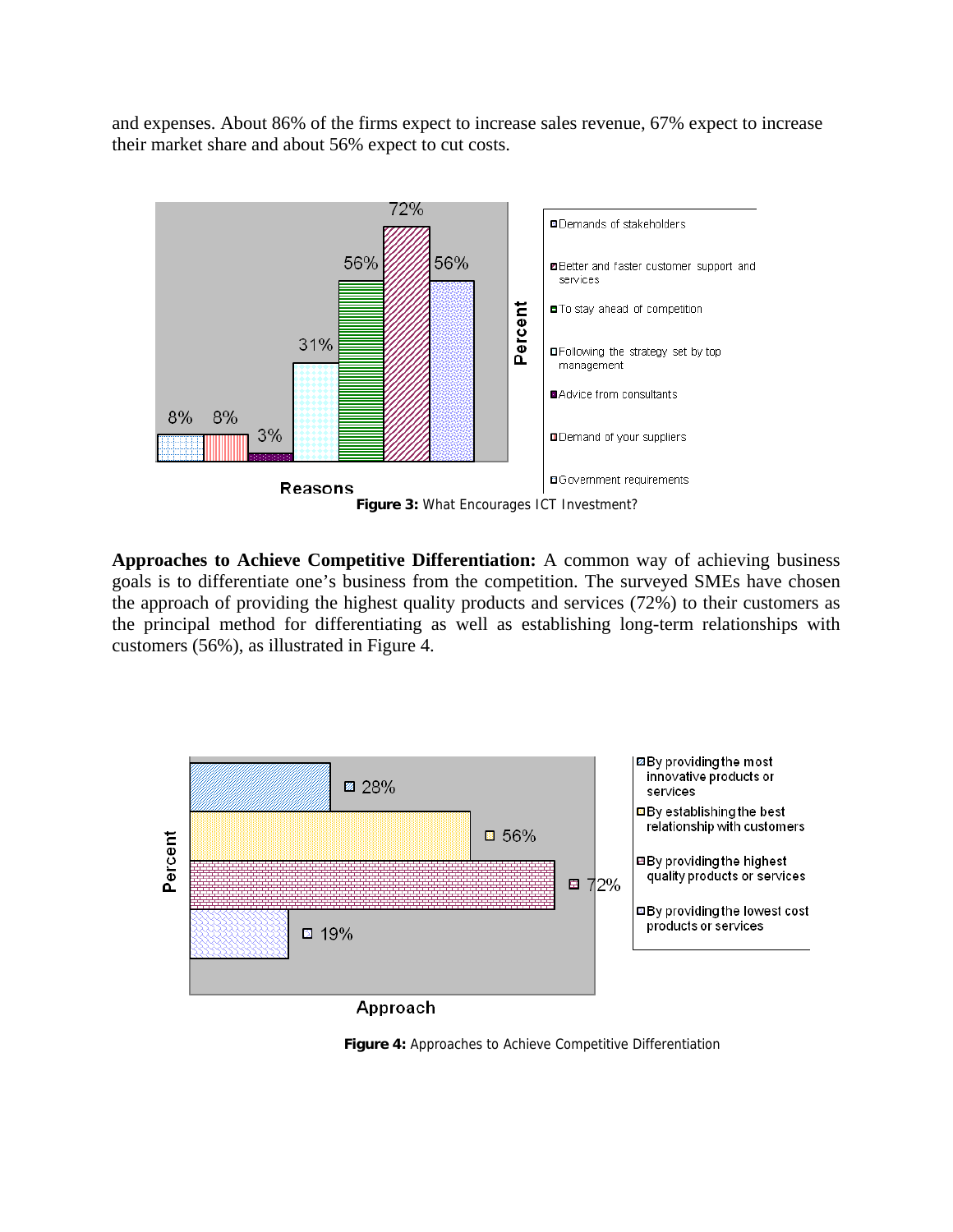and expenses. About 86% of the firms expect to increase sales revenue, 67% expect to increase their market share and about 56% expect to cut costs.

**Figure 3:** What Encourages ICT Investment?

**Approaches to Achieve Competitive Differentiation:** A common way of achieving business goals is to differentiate one's business from the competition. The surveyed SMEs have chosen the approach of providing the highest quality products and services (72%) to their customers as the principal method for differentiating as well as establishing long-term relationships with customers (56%), as illustrated in Figure 4.

**Figure 4:** Approaches to Achieve Competitive Differentiation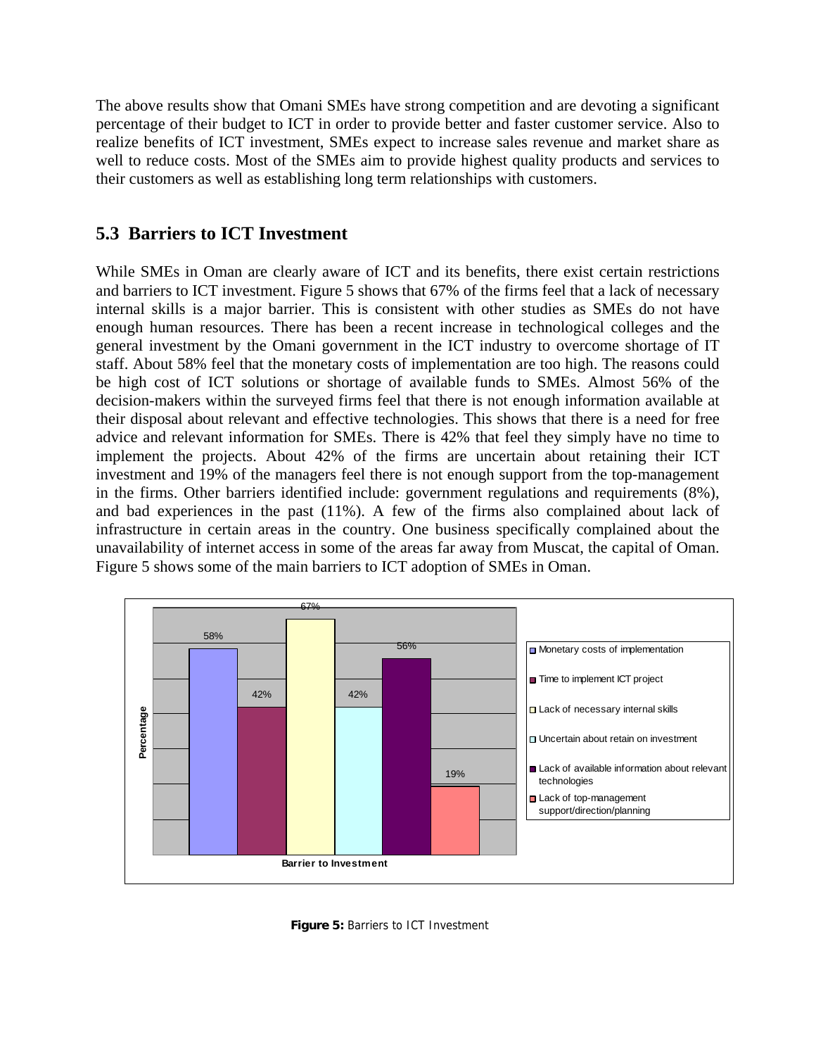The above results show that Omani SMEs have strong competition and are devoting a significant percentage of their budget to ICT in order to provide better and faster customer service. Also to realize benefits of ICT investment, SMEs expect to increase sales revenue and market share as well to reduce costs. Most of the SMEs aim to provide highest quality products and services to their customers as well as establishing long term relationships with customers.

## 5.3 Barriers to ICT Investment

While SMEs in Oman are clearly aware of ICT and its benefits, there exist certain restrictions and barriers to ICT investment. Figure 5 shows that 67% of the firms feel that a lack of necessary internal skills is a major barrier. This is consistent with other studies as SMEs do not have enough human resources. There has been a recent increase in technological colleges and the general investment by the Omani government in the ICT industry to overcome shortage of IT staff. About 58% feel that the monetary costs of implementation are too high. The reasons could be high cost of ICT solutions or shortage of available funds to SMEs. Almost 56% of the decision-makers within the surveyed firms feel that there is not enough information available at their disposal about relevant and effective technologies. This shows that there is a need for free advice and relevant information for SMEs. There is 42% that feel they simply have no time to implement the projects. About 42% of the firms are uncertain about retaining their ICT investment and 19% of the managers feel there is not enough support from the top-management in the firms. Other barriers identified include: government regulations and requirements (8%), and bad experiences in the past (11%). A few of the firms also complained about lack of infrastructure in certain areas in the country. One business specifically complained about the unavailability of internet access in some of the areas far away from Muscat, the capital of Oman. Figure 5 shows some of the main barriers to ICT adoption of SMEs in Oman.

| Barrier to Investment | Percentage |
|---|---|
| Monetary costs of implementation | 58% |
| Time to implement ICT project | 42% |
| Lack of necessary internal skills | 67% |
| Uncertain about retain on investment | 42% |
| Lack of available information about relevant technologies | 56% |
| Lack of top-management support/direction/planning | 19% |

**Figure 5:** Barriers to ICT Investment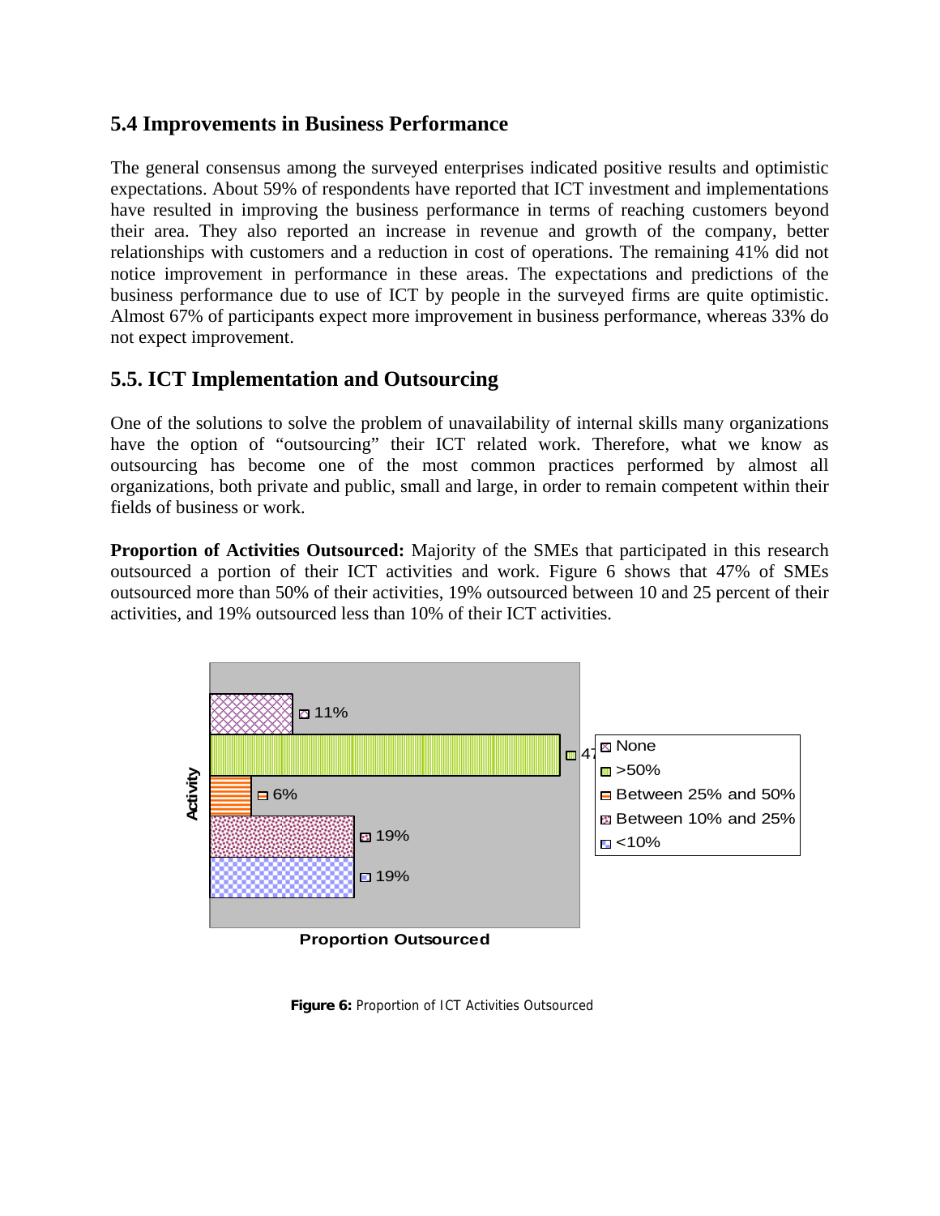## 5.4 Improvements in Business Performance

The general consensus among the surveyed enterprises indicated positive results and optimistic expectations. About 59% of respondents have reported that ICT investment and implementations have resulted in improving the business performance in terms of reaching customers beyond their area. They also reported an increase in revenue and growth of the company, better relationships with customers and a reduction in cost of operations. The remaining 41% did not notice improvement in performance in these areas. The expectations and predictions of the business performance due to use of ICT by people in the surveyed firms are quite optimistic. Almost 67% of participants expect more improvement in business performance, whereas 33% do not expect improvement.

## 5.5. ICT Implementation and Outsourcing

One of the solutions to solve the problem of unavailability of internal skills many organizations have the option of "outsourcing" their ICT related work. Therefore, what we know as outsourcing has become one of the most common practices performed by almost all organizations, both private and public, small and large, in order to remain competent within their fields of business or work.

**Proportion of Activities Outsourced:** Majority of the SMEs that participated in this research outsourced a portion of their ICT activities and work. Figure 6 shows that 47% of SMEs outsourced more than 50% of their activities, 19% outsourced between 10 and 25 percent of their activities, and 19% outsourced less than 10% of their ICT activities.

**Figure 6:** Proportion of ICT Activities Outsourced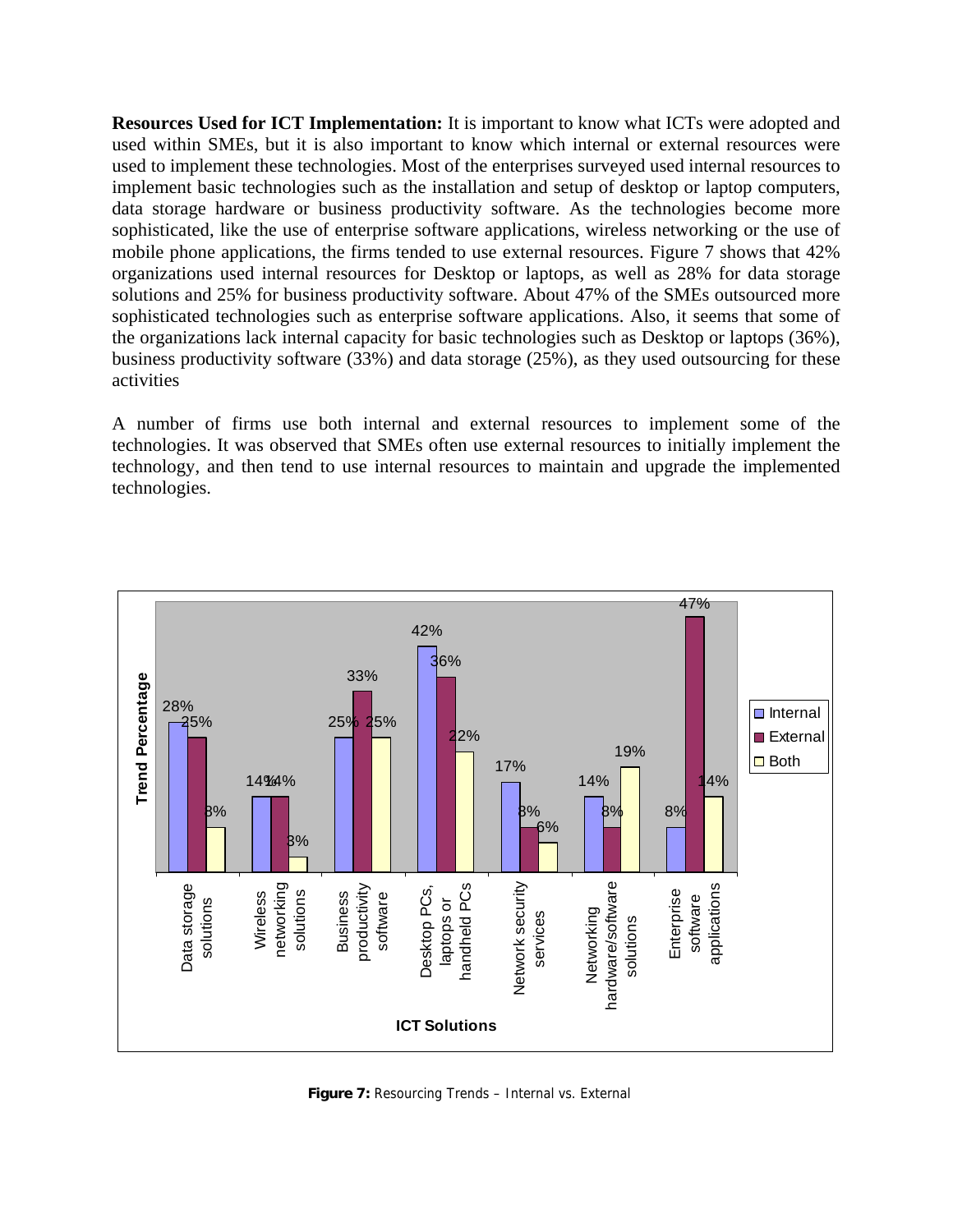**Resources Used for ICT Implementation:** It is important to know what ICTs were adopted and used within SMEs, but it is also important to know which internal or external resources were used to implement these technologies. Most of the enterprises surveyed used internal resources to implement basic technologies such as the installation and setup of desktop or laptop computers, data storage hardware or business productivity software. As the technologies become more sophisticated, like the use of enterprise software applications, wireless networking or the use of mobile phone applications, the firms tended to use external resources. Figure 7 shows that 42% organizations used internal resources for Desktop or laptops, as well as 28% for data storage solutions and 25% for business productivity software. About 47% of the SMEs outsourced more sophisticated technologies such as enterprise software applications. Also, it seems that some of the organizations lack internal capacity for basic technologies such as Desktop or laptops (36%), business productivity software (33%) and data storage (25%), as they used outsourcing for these activities

A number of firms use both internal and external resources to implement some of the technologies. It was observed that SMEs often use external resources to initially implement the technology, and then tend to use internal resources to maintain and upgrade the implemented technologies.

| ICT Solutions | Internal | External | Both |
|---|---|---|---|
| Data storage solutions | 28% | 25% | 8% |
| Wireless networking solutions | 14% | 14% | 3% |
| Business productivity software | 25% | 33% | 25% |
| Desktop PCs, laptops or handheld PCs | 42% | 36% | 22% |
| Network security services | 17% | 8% | 6% |
| Networking hardware/software solutions | 14% | 8% | 19% |
| Enterprise software applications | 8% | 47% | 14% |

**Figure 7:** Resourcing Trends – Internal vs. External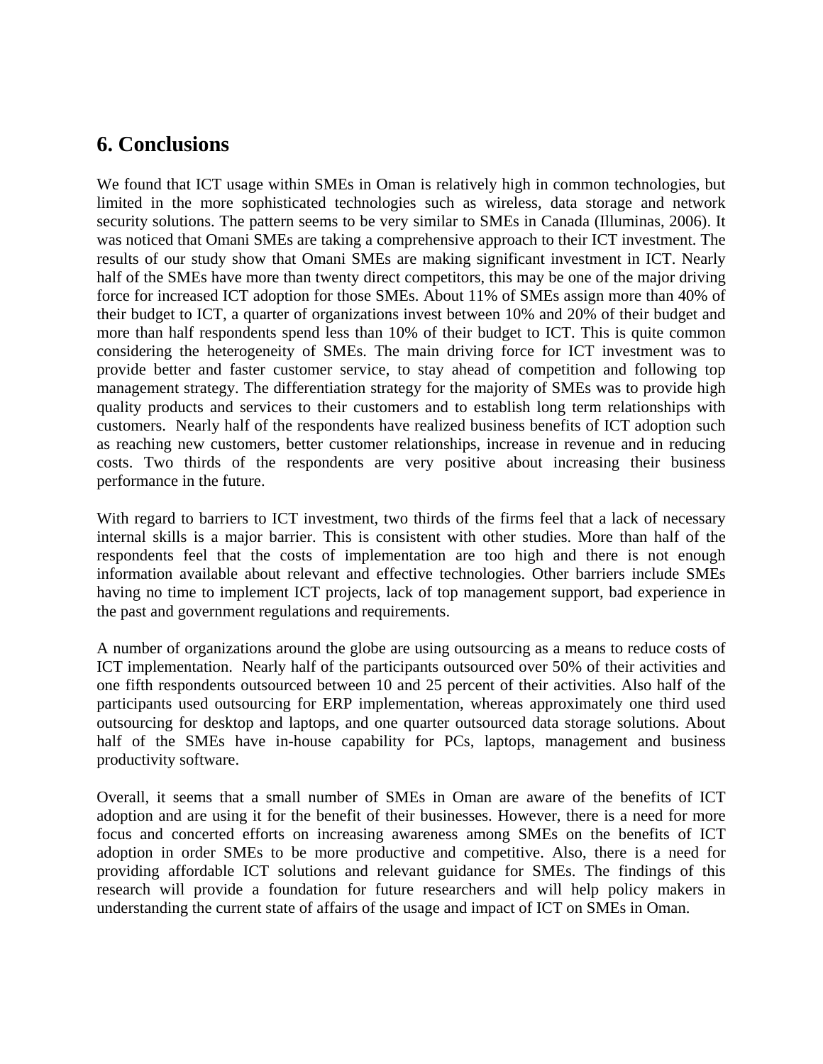## 6. Conclusions

We found that ICT usage within SMEs in Oman is relatively high in common technologies, but limited in the more sophisticated technologies such as wireless, data storage and network security solutions. The pattern seems to be very similar to SMEs in Canada (Illuminas, 2006). It was noticed that Omani SMEs are taking a comprehensive approach to their ICT investment. The results of our study show that Omani SMEs are making significant investment in ICT. Nearly half of the SMEs have more than twenty direct competitors, this may be one of the major driving force for increased ICT adoption for those SMEs. About 11% of SMEs assign more than 40% of their budget to ICT, a quarter of organizations invest between 10% and 20% of their budget and more than half respondents spend less than 10% of their budget to ICT. This is quite common considering the heterogeneity of SMEs. The main driving force for ICT investment was to provide better and faster customer service, to stay ahead of competition and following top management strategy. The differentiation strategy for the majority of SMEs was to provide high quality products and services to their customers and to establish long term relationships with customers. Nearly half of the respondents have realized business benefits of ICT adoption such as reaching new customers, better customer relationships, increase in revenue and in reducing costs. Two thirds of the respondents are very positive about increasing their business performance in the future.

With regard to barriers to ICT investment, two thirds of the firms feel that a lack of necessary internal skills is a major barrier. This is consistent with other studies. More than half of the respondents feel that the costs of implementation are too high and there is not enough information available about relevant and effective technologies. Other barriers include SMEs having no time to implement ICT projects, lack of top management support, bad experience in the past and government regulations and requirements.

A number of organizations around the globe are using outsourcing as a means to reduce costs of ICT implementation. Nearly half of the participants outsourced over 50% of their activities and one fifth respondents outsourced between 10 and 25 percent of their activities. Also half of the participants used outsourcing for ERP implementation, whereas approximately one third used outsourcing for desktop and laptops, and one quarter outsourced data storage solutions. About half of the SMEs have in-house capability for PCs, laptops, management and business productivity software.

Overall, it seems that a small number of SMEs in Oman are aware of the benefits of ICT adoption and are using it for the benefit of their businesses. However, there is a need for more focus and concerted efforts on increasing awareness among SMEs on the benefits of ICT adoption in order SMEs to be more productive and competitive. Also, there is a need for providing affordable ICT solutions and relevant guidance for SMEs. The findings of this research will provide a foundation for future researchers and will help policy makers in understanding the current state of affairs of the usage and impact of ICT on SMEs in Oman.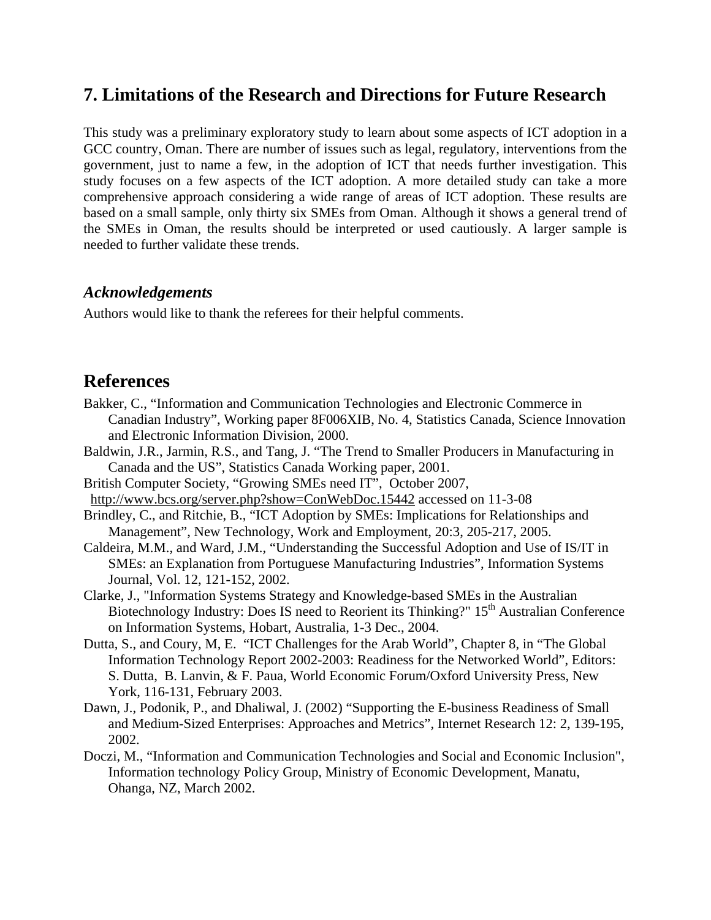## 7. Limitations of the Research and Directions for Future Research

This study was a preliminary exploratory study to learn about some aspects of ICT adoption in a GCC country, Oman. There are number of issues such as legal, regulatory, interventions from the government, just to name a few, in the adoption of ICT that needs further investigation. This study focuses on a few aspects of the ICT adoption. A more detailed study can take a more comprehensive approach considering a wide range of areas of ICT adoption. These results are based on a small sample, only thirty six SMEs from Oman. Although it shows a general trend of the SMEs in Oman, the results should be interpreted or used cautiously. A larger sample is needed to further validate these trends.

### *Acknowledgements*

Authors would like to thank the referees for their helpful comments.

## References

Bakker, C., "Information and Communication Technologies and Electronic Commerce in Canadian Industry", Working paper 8F006XIB, No. 4, Statistics Canada, Science Innovation and Electronic Information Division, 2000.

Baldwin, J.R., Jarmin, R.S., and Tang, J. "The Trend to Smaller Producers in Manufacturing in Canada and the US", Statistics Canada Working paper, 2001.

British Computer Society, "Growing SMEs need IT", October 2007, http://www.bcs.org/server.php?show=ConWebDoc.15442 accessed on 11-3-08

Brindley, C., and Ritchie, B., "ICT Adoption by SMEs: Implications for Relationships and Management", New Technology, Work and Employment, 20:3, 205-217, 2005.

Caldeira, M.M., and Ward, J.M., "Understanding the Successful Adoption and Use of IS/IT in SMEs: an Explanation from Portuguese Manufacturing Industries", Information Systems Journal, Vol. 12, 121-152, 2002.

Clarke, J., "Information Systems Strategy and Knowledge-based SMEs in the Australian Biotechnology Industry: Does IS need to Reorient its Thinking?" 15th Australian Conference on Information Systems, Hobart, Australia, 1-3 Dec., 2004.

Dutta, S., and Coury, M, E. "ICT Challenges for the Arab World", Chapter 8, in "The Global Information Technology Report 2002-2003: Readiness for the Networked World", Editors: S. Dutta, B. Lanvin, & F. Paua, World Economic Forum/Oxford University Press, New York, 116-131, February 2003.

Dawn, J., Podonik, P., and Dhaliwal, J. (2002) "Supporting the E-business Readiness of Small and Medium-Sized Enterprises: Approaches and Metrics", Internet Research 12: 2, 139-195, 2002.

Doczi, M., "Information and Communication Technologies and Social and Economic Inclusion", Information technology Policy Group, Ministry of Economic Development, Manatu, Ohanga, NZ, March 2002.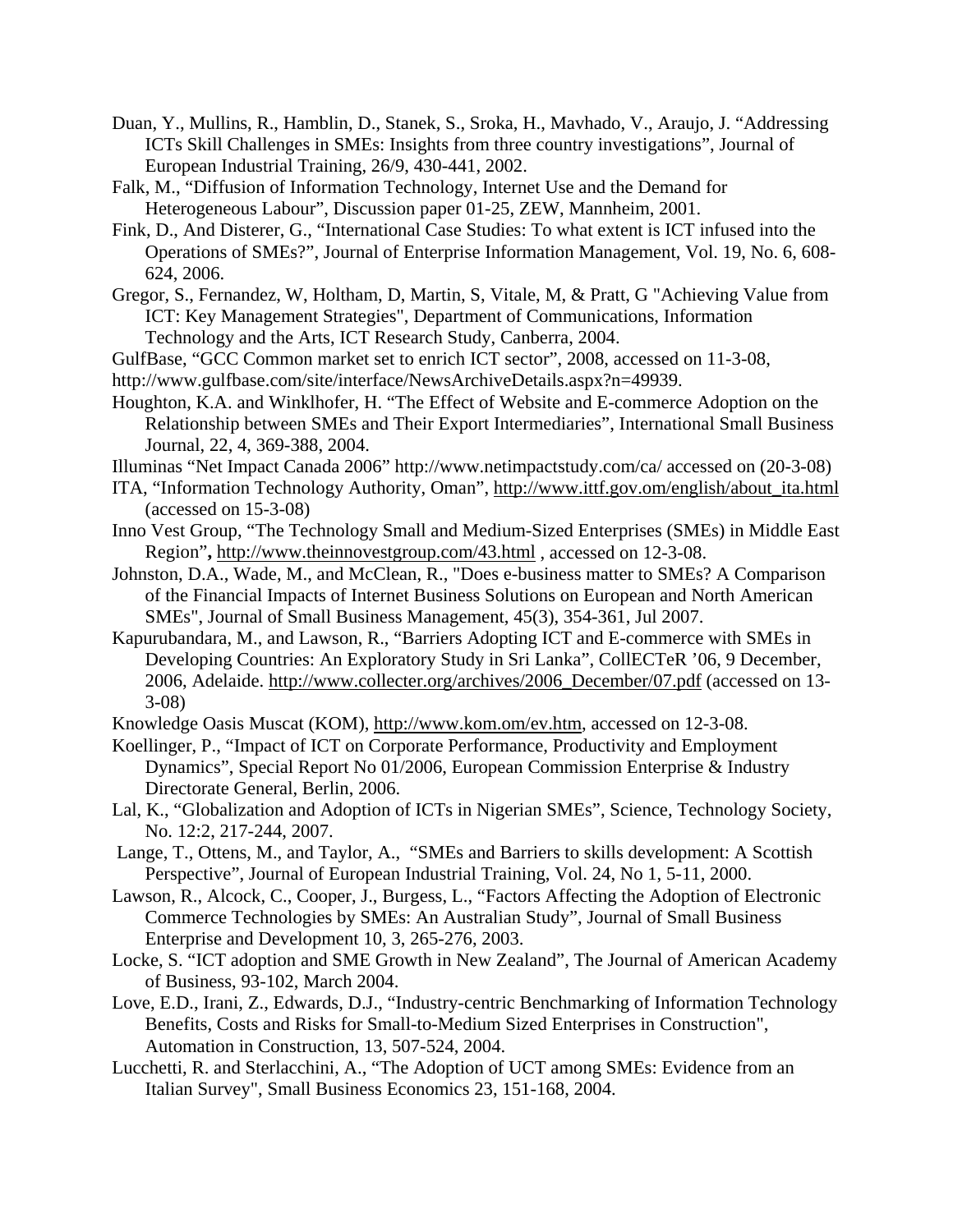Duan, Y., Mullins, R., Hamblin, D., Stanek, S., Sroka, H., Mavhado, V., Araujo, J. "Addressing ICTs Skill Challenges in SMEs: Insights from three country investigations", Journal of European Industrial Training, 26/9, 430-441, 2002.

Falk, M., "Diffusion of Information Technology, Internet Use and the Demand for Heterogeneous Labour", Discussion paper 01-25, ZEW, Mannheim, 2001.

Fink, D., And Disterer, G., "International Case Studies: To what extent is ICT infused into the Operations of SMEs?", Journal of Enterprise Information Management, Vol. 19, No. 6, 608-624, 2006.

Gregor, S., Fernandez, W, Holtham, D, Martin, S, Vitale, M, & Pratt, G "Achieving Value from ICT: Key Management Strategies", Department of Communications, Information Technology and the Arts, ICT Research Study, Canberra, 2004.

GulfBase, "GCC Common market set to enrich ICT sector", 2008, accessed on 11-3-08, http://www.gulfbase.com/site/interface/NewsArchiveDetails.aspx?n=49939.

Houghton, K.A. and Winklhofer, H. "The Effect of Website and E-commerce Adoption on the Relationship between SMEs and Their Export Intermediaries", International Small Business Journal, 22, 4, 369-388, 2004.

Illuminas "Net Impact Canada 2006" http://www.netimpactstudy.com/ca/ accessed on (20-3-08)

ITA, "Information Technology Authority, Oman", http://www.ittf.gov.om/english/about_ita.html (accessed on 15-3-08)

Inno Vest Group, "The Technology Small and Medium-Sized Enterprises (SMEs) in Middle East Region", http://www.theinnovestgroup.com/43.html , accessed on 12-3-08.

Johnston, D.A., Wade, M., and McClean, R., "Does e-business matter to SMEs? A Comparison of the Financial Impacts of Internet Business Solutions on European and North American SMEs", Journal of Small Business Management, 45(3), 354-361, Jul 2007.

Kapurubandara, M., and Lawson, R., "Barriers Adopting ICT and E-commerce with SMEs in Developing Countries: An Exploratory Study in Sri Lanka", CollECTeR '06, 9 December, 2006, Adelaide. http://www.collecter.org/archives/2006_December/07.pdf (accessed on 13-3-08)

Knowledge Oasis Muscat (KOM), http://www.kom.om/ev.htm, accessed on 12-3-08.

Koellinger, P., "Impact of ICT on Corporate Performance, Productivity and Employment Dynamics", Special Report No 01/2006, European Commission Enterprise & Industry Directorate General, Berlin, 2006.

Lal, K., "Globalization and Adoption of ICTs in Nigerian SMEs", Science, Technology Society, No. 12:2, 217-244, 2007.

Lange, T., Ottens, M., and Taylor, A., "SMEs and Barriers to skills development: A Scottish Perspective", Journal of European Industrial Training, Vol. 24, No 1, 5-11, 2000.

Lawson, R., Alcock, C., Cooper, J., Burgess, L., "Factors Affecting the Adoption of Electronic Commerce Technologies by SMEs: An Australian Study", Journal of Small Business Enterprise and Development 10, 3, 265-276, 2003.

Locke, S. "ICT adoption and SME Growth in New Zealand", The Journal of American Academy of Business, 93-102, March 2004.

Love, E.D., Irani, Z., Edwards, D.J., "Industry-centric Benchmarking of Information Technology Benefits, Costs and Risks for Small-to-Medium Sized Enterprises in Construction", Automation in Construction, 13, 507-524, 2004.

Lucchetti, R. and Sterlacchini, A., "The Adoption of UCT among SMEs: Evidence from an Italian Survey", Small Business Economics 23, 151-168, 2004.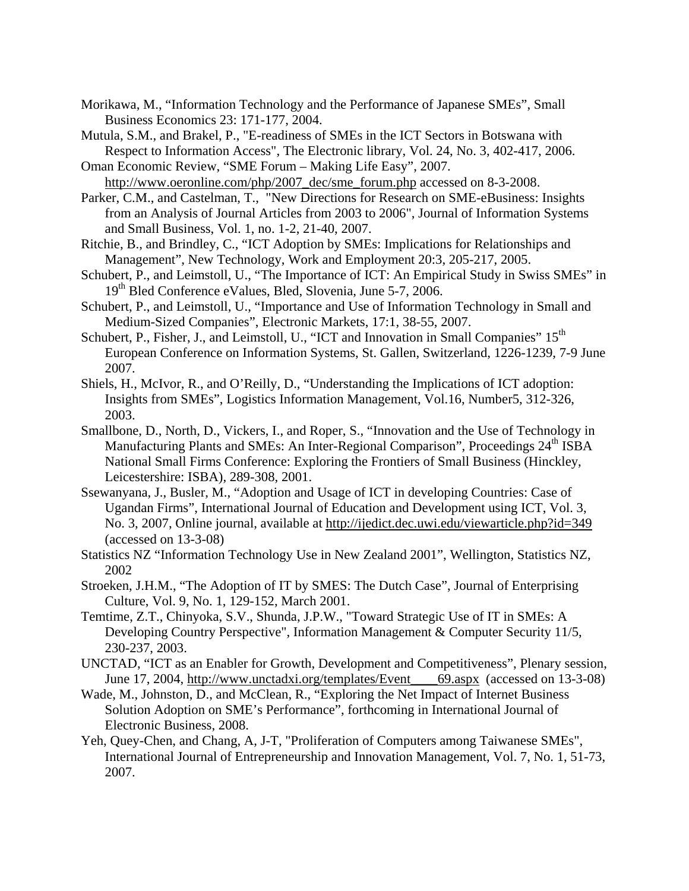Morikawa, M., "Information Technology and the Performance of Japanese SMEs", Small Business Economics 23: 171-177, 2004.

Mutula, S.M., and Brakel, P., "E-readiness of SMEs in the ICT Sectors in Botswana with Respect to Information Access", The Electronic library, Vol. 24, No. 3, 402-417, 2006.

Oman Economic Review, "SME Forum – Making Life Easy", 2007. http://www.oeronline.com/php/2007_dec/sme_forum.php accessed on 8-3-2008.

Parker, C.M., and Castelman, T., "New Directions for Research on SME-eBusiness: Insights from an Analysis of Journal Articles from 2003 to 2006", Journal of Information Systems and Small Business, Vol. 1, no. 1-2, 21-40, 2007.

Ritchie, B., and Brindley, C., "ICT Adoption by SMEs: Implications for Relationships and Management", New Technology, Work and Employment 20:3, 205-217, 2005.

Schubert, P., and Leimstoll, U., "The Importance of ICT: An Empirical Study in Swiss SMEs" in 19th Bled Conference eValues, Bled, Slovenia, June 5-7, 2006.

Schubert, P., and Leimstoll, U., "Importance and Use of Information Technology in Small and Medium-Sized Companies", Electronic Markets, 17:1, 38-55, 2007.

Schubert, P., Fisher, J., and Leimstoll, U., "ICT and Innovation in Small Companies" 15th European Conference on Information Systems, St. Gallen, Switzerland, 1226-1239, 7-9 June 2007.

Shiels, H., McIvor, R., and O'Reilly, D., "Understanding the Implications of ICT adoption: Insights from SMEs", Logistics Information Management, Vol.16, Number5, 312-326, 2003.

Smallbone, D., North, D., Vickers, I., and Roper, S., "Innovation and the Use of Technology in Manufacturing Plants and SMEs: An Inter-Regional Comparison", Proceedings 24th ISBA National Small Firms Conference: Exploring the Frontiers of Small Business (Hinckley, Leicestershire: ISBA), 289-308, 2001.

Ssewanyana, J., Busler, M., "Adoption and Usage of ICT in developing Countries: Case of Ugandan Firms", International Journal of Education and Development using ICT, Vol. 3, No. 3, 2007, Online journal, available at http://ijedict.dec.uwi.edu/viewarticle.php?id=349 (accessed on 13-3-08)

Statistics NZ "Information Technology Use in New Zealand 2001", Wellington, Statistics NZ, 2002

Stroeken, J.H.M., "The Adoption of IT by SMES: The Dutch Case", Journal of Enterprising Culture, Vol. 9, No. 1, 129-152, March 2001.

Temtime, Z.T., Chinyoka, S.V., Shunda, J.P.W., "Toward Strategic Use of IT in SMEs: A Developing Country Perspective", Information Management & Computer Security 11/5, 230-237, 2003.

UNCTAD, "ICT as an Enabler for Growth, Development and Competitiveness", Plenary session, June 17, 2004, http://www.unctadxi.org/templates/Event____69.aspx (accessed on 13-3-08)

Wade, M., Johnston, D., and McClean, R., "Exploring the Net Impact of Internet Business Solution Adoption on SME's Performance", forthcoming in International Journal of Electronic Business, 2008.

Yeh, Quey-Chen, and Chang, A, J-T, "Proliferation of Computers among Taiwanese SMEs", International Journal of Entrepreneurship and Innovation Management, Vol. 7, No. 1, 51-73, 2007.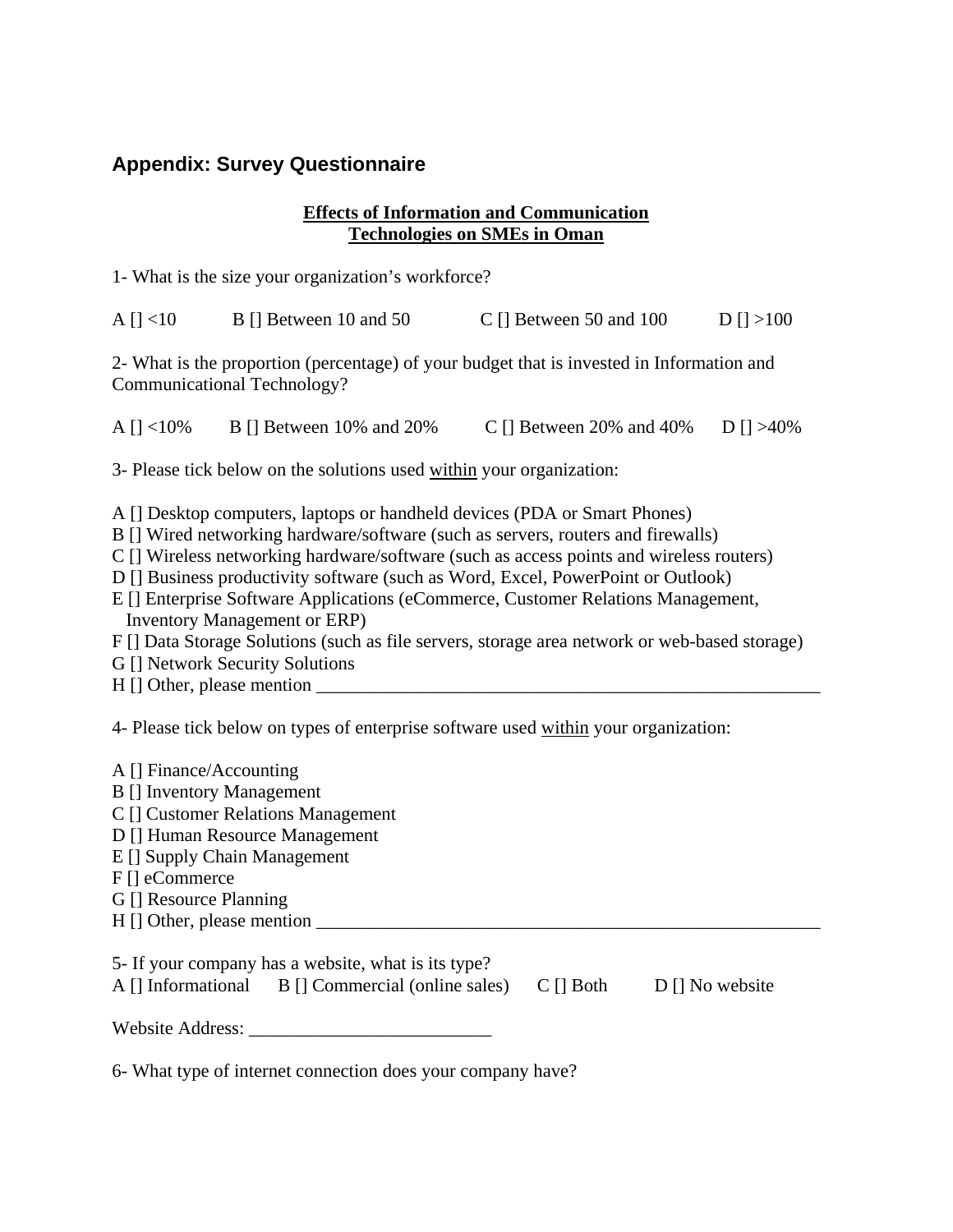## Appendix: Survey Questionnaire

**<u>Effects of Information and Communication Technologies on SMEs in Oman</u>**

1- What is the size your organization's workforce?

A [] <10 B [] Between 10 and 50 C [] Between 50 and 100 D [] >100

2- What is the proportion (percentage) of your budget that is invested in Information and Communicational Technology?

A [] <10% B [] Between 10% and 20% C [] Between 20% and 40% D [] >40%

3- Please tick below on the solutions used <u>within</u> your organization:

A [] Desktop computers, laptops or handheld devices (PDA or Smart Phones)
B [] Wired networking hardware/software (such as servers, routers and firewalls)
C [] Wireless networking hardware/software (such as access points and wireless routers)
D [] Business productivity software (such as Word, Excel, PowerPoint or Outlook)
E [] Enterprise Software Applications (eCommerce, Customer Relations Management, Inventory Management or ERP)
F [] Data Storage Solutions (such as file servers, storage area network or web-based storage)
G [] Network Security Solutions
H [] Other, please mention ________________________________________________________

4- Please tick below on types of enterprise software used <u>within</u> your organization:

A [] Finance/Accounting
B [] Inventory Management
C [] Customer Relations Management
D [] Human Resource Management
E [] Supply Chain Management
F [] eCommerce
G [] Resource Planning
H [] Other, please mention ________________________________________________________

5- If your company has a website, what is its type?
A [] Informational B [] Commercial (online sales) C [] Both D [] No website

Website Address: __________________________

6- What type of internet connection does your company have?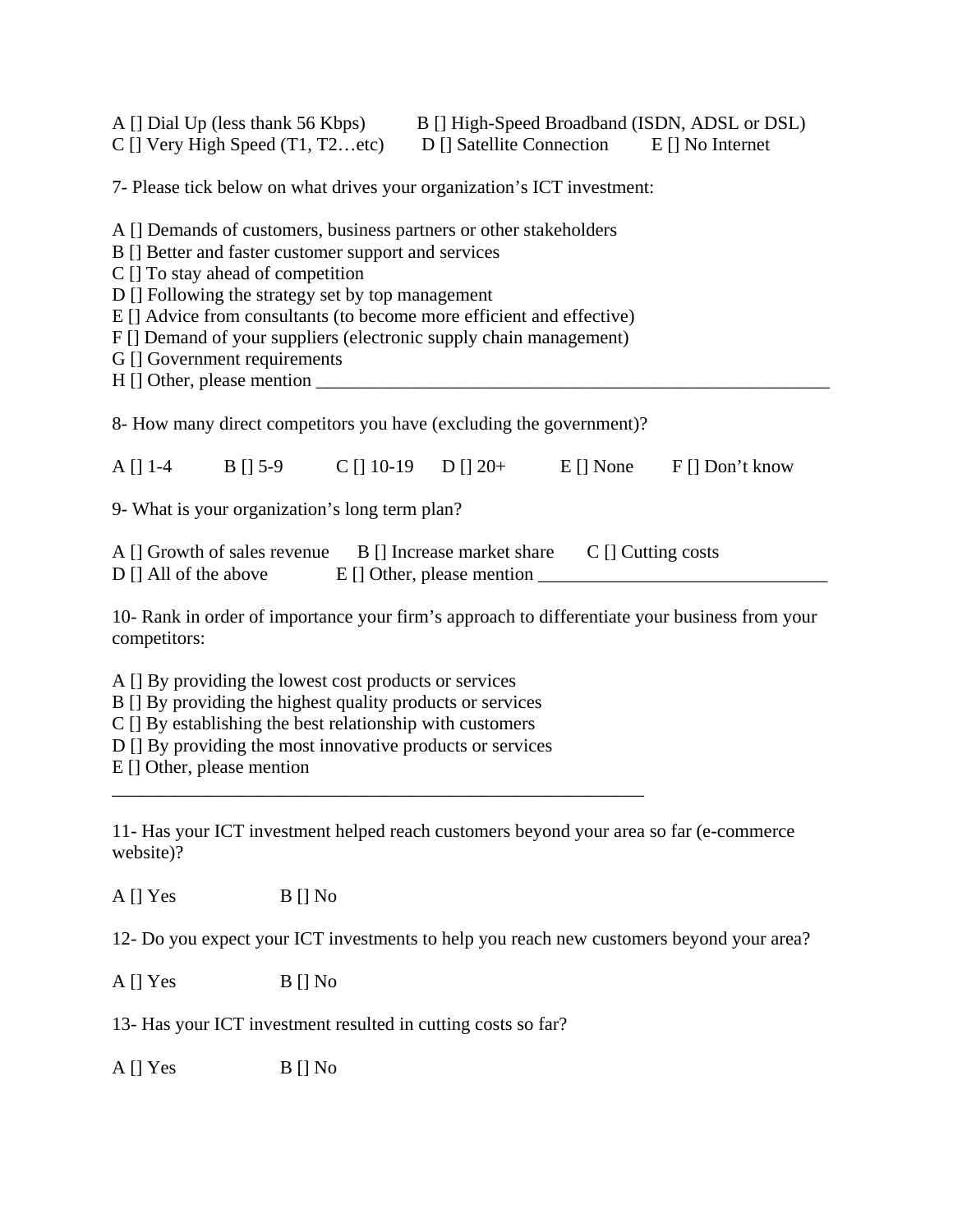A [] Dial Up (less thank 56 Kbps)    B [] High-Speed Broadband (ISDN, ADSL or DSL)
C [] Very High Speed (T1, T2…etc)    D [] Satellite Connection    E [] No Internet

7- Please tick below on what drives your organization's ICT investment:

A [] Demands of customers, business partners or other stakeholders
B [] Better and faster customer support and services
C [] To stay ahead of competition
D [] Following the strategy set by top management
E [] Advice from consultants (to become more efficient and effective)
F [] Demand of your suppliers (electronic supply chain management)
G [] Government requirements
H [] Other, please mention ___________________________________________________________

8- How many direct competitors you have (excluding the government)?

A [] 1-4    B [] 5-9    C [] 10-19    D [] 20+    E [] None    F [] Don't know

9- What is your organization's long term plan?

A [] Growth of sales revenue    B [] Increase market share    C [] Cutting costs
D [] All of the above    E [] Other, please mention ________________________________

10- Rank in order of importance your firm's approach to differentiate your business from your competitors:

A [] By providing the lowest cost products or services
B [] By providing the highest quality products or services
C [] By establishing the best relationship with customers
D [] By providing the most innovative products or services
E [] Other, please mention
_____________________________________________________________

11- Has your ICT investment helped reach customers beyond your area so far (e-commerce website)?

A [] Yes    B [] No

12- Do you expect your ICT investments to help you reach new customers beyond your area?

A [] Yes    B [] No

13- Has your ICT investment resulted in cutting costs so far?

A [] Yes    B [] No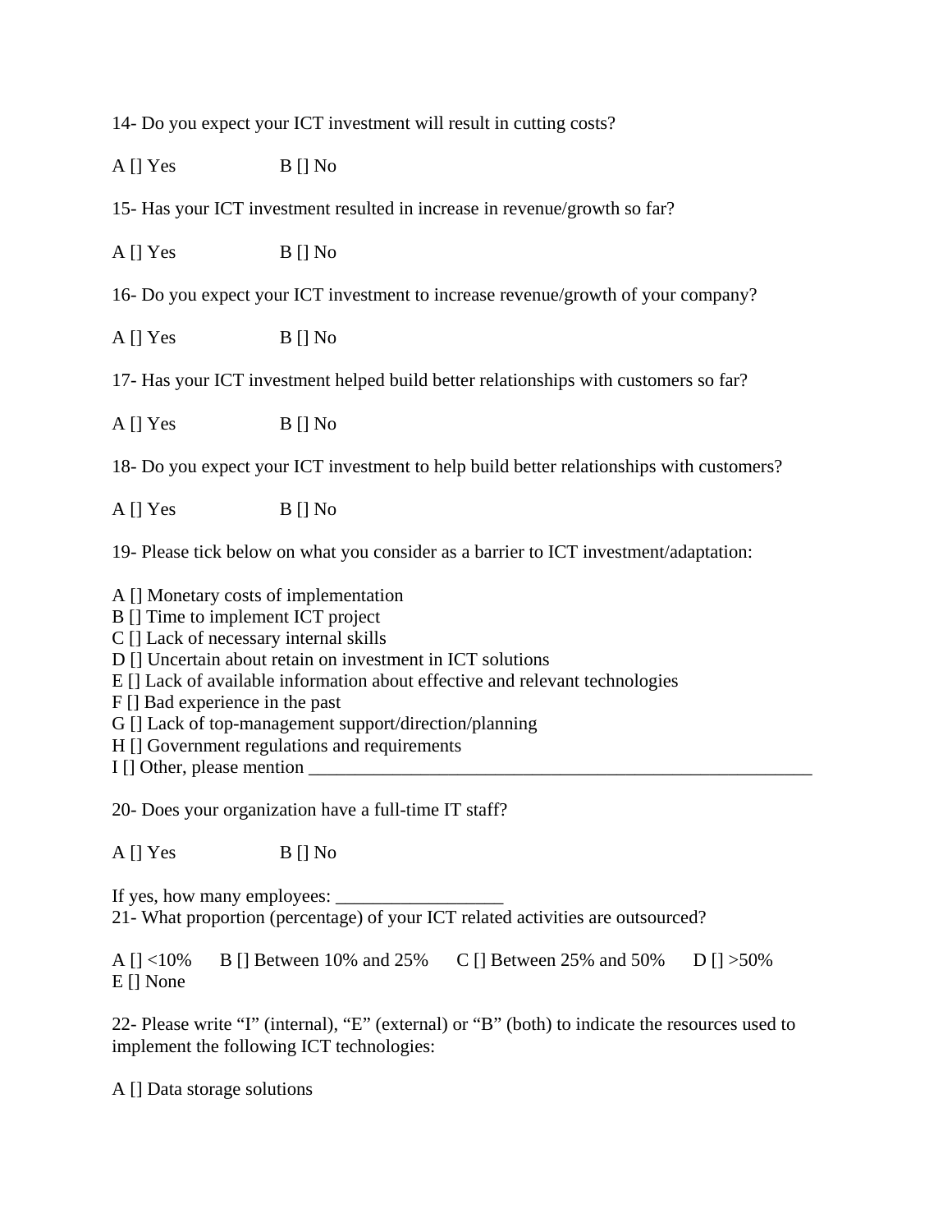14- Do you expect your ICT investment will result in cutting costs?

A [] Yes B [] No

15- Has your ICT investment resulted in increase in revenue/growth so far?

A [] Yes B [] No

16- Do you expect your ICT investment to increase revenue/growth of your company?

A [] Yes B [] No

17- Has your ICT investment helped build better relationships with customers so far?

A [] Yes B [] No

18- Do you expect your ICT investment to help build better relationships with customers?

A [] Yes B [] No

19- Please tick below on what you consider as a barrier to ICT investment/adaptation:

A [] Monetary costs of implementation
B [] Time to implement ICT project
C [] Lack of necessary internal skills
D [] Uncertain about retain on investment in ICT solutions
E [] Lack of available information about effective and relevant technologies
F [] Bad experience in the past
G [] Lack of top-management support/direction/planning
H [] Government regulations and requirements
I [] Other, please mention ___________________________________________________________

20- Does your organization have a full-time IT staff?

A [] Yes B [] No

If yes, how many employees: __________________
21- What proportion (percentage) of your ICT related activities are outsourced?

A [] <10% B [] Between 10% and 25% C [] Between 25% and 50% D [] >50%
E [] None

22- Please write "I" (internal), "E" (external) or "B" (both) to indicate the resources used to implement the following ICT technologies:

A [] Data storage solutions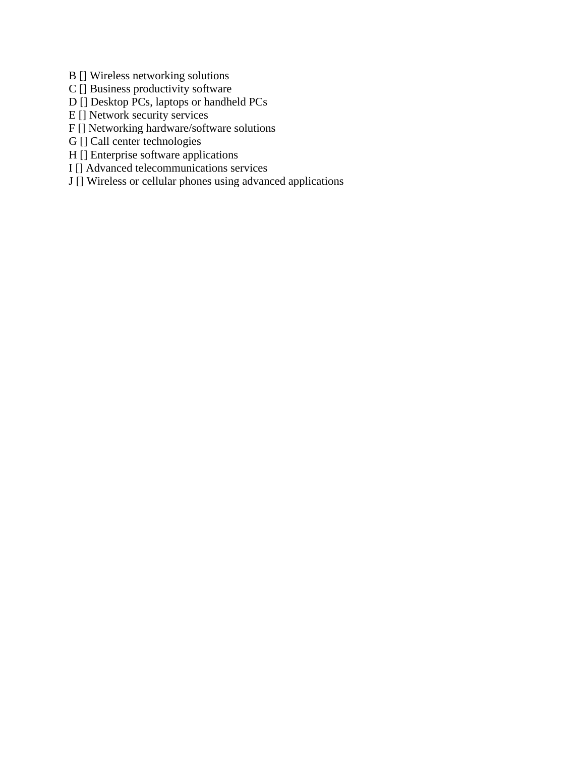B [] Wireless networking solutions
C [] Business productivity software
D [] Desktop PCs, laptops or handheld PCs
E [] Network security services
F [] Networking hardware/software solutions
G [] Call center technologies
H [] Enterprise software applications
I [] Advanced telecommunications services
J [] Wireless or cellular phones using advanced applications